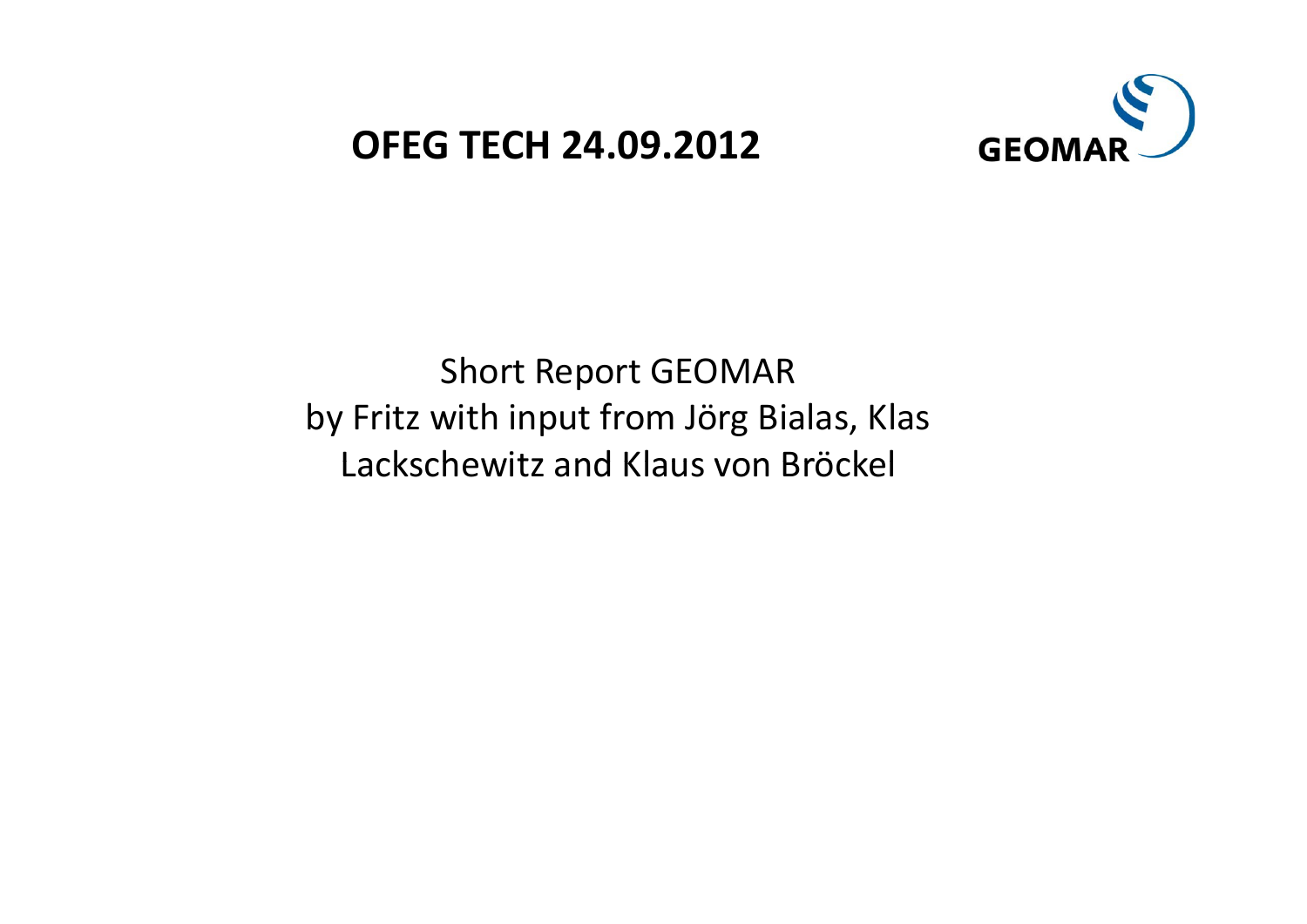# OFEG TECH 24.09.2012

GEOMAR

Short Report GEOMAR
by Fritz with input from Jörg Bialas, Klas Lackschewitz and Klaus von Bröckel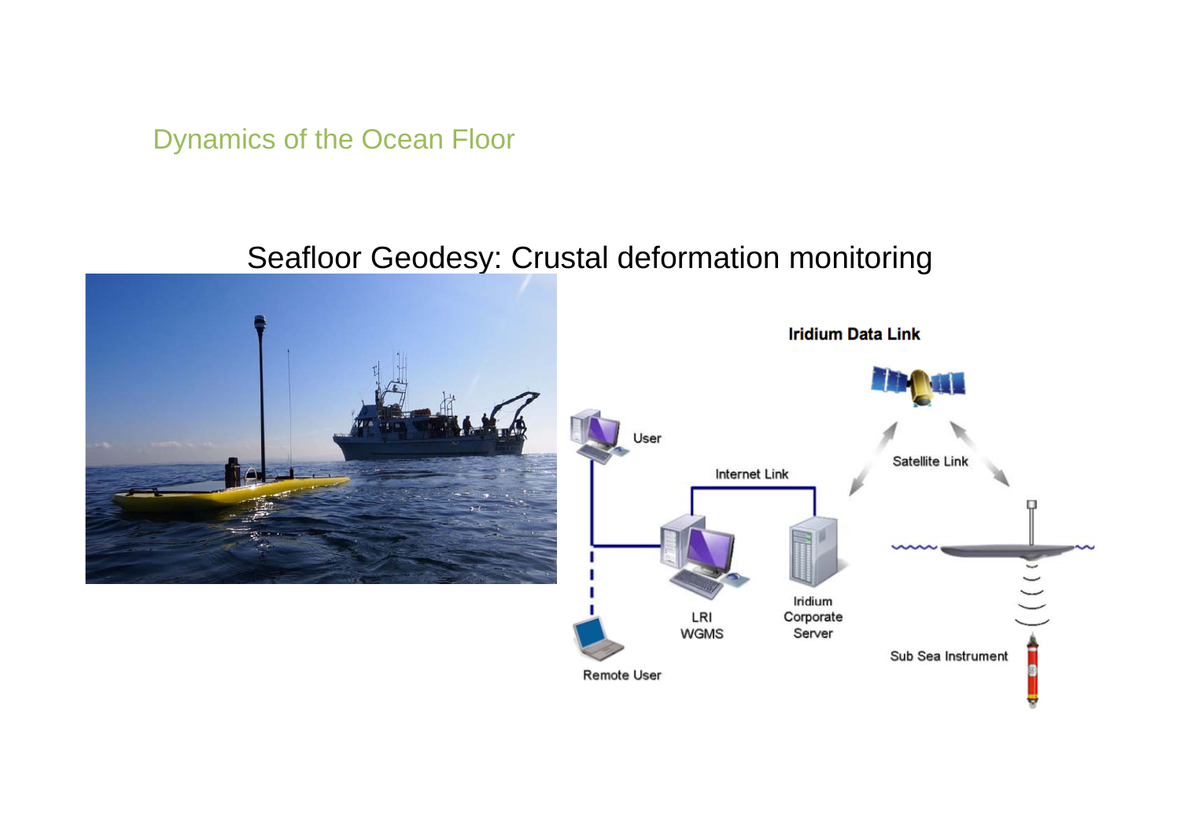Dynamics of the Ocean Floor

## Seafloor Geodesy: Crustal deformation monitoring

Iridium Data Link

User

Internet Link

Satellite Link

LRI WGMS

Iridium Corporate Server

Remote User

Sub Sea Instrument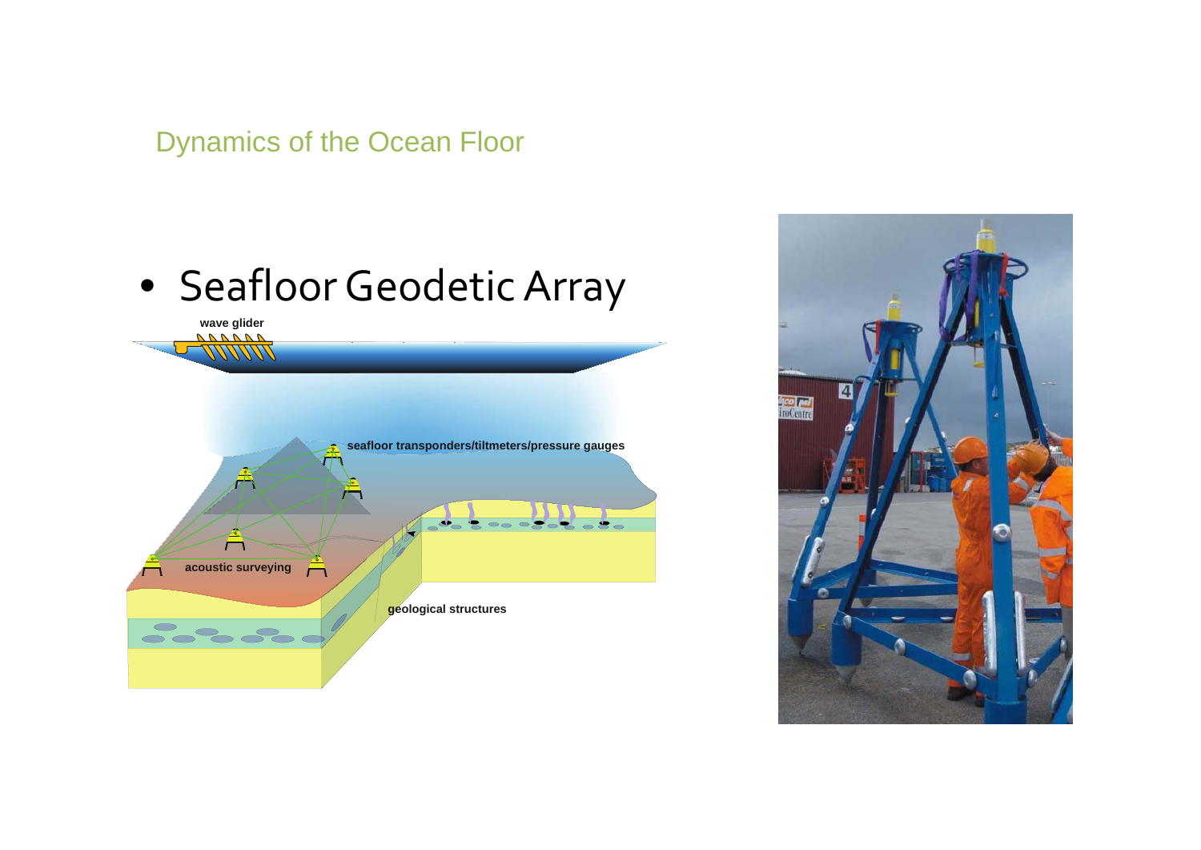Dynamics of the Ocean Floor

- Seafloor Geodetic Array

wave glider

seafloor transponders/tiltmeters/pressure gauges

acoustic surveying

geological structures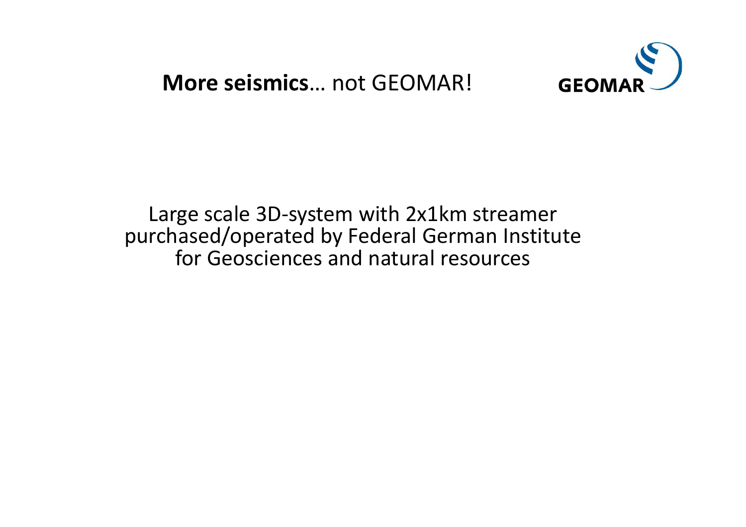## **More seismics**… not GEOMAR!

GEOMAR

Large scale 3D-system with 2x1km streamer purchased/operated by Federal German Institute for Geosciences and natural resources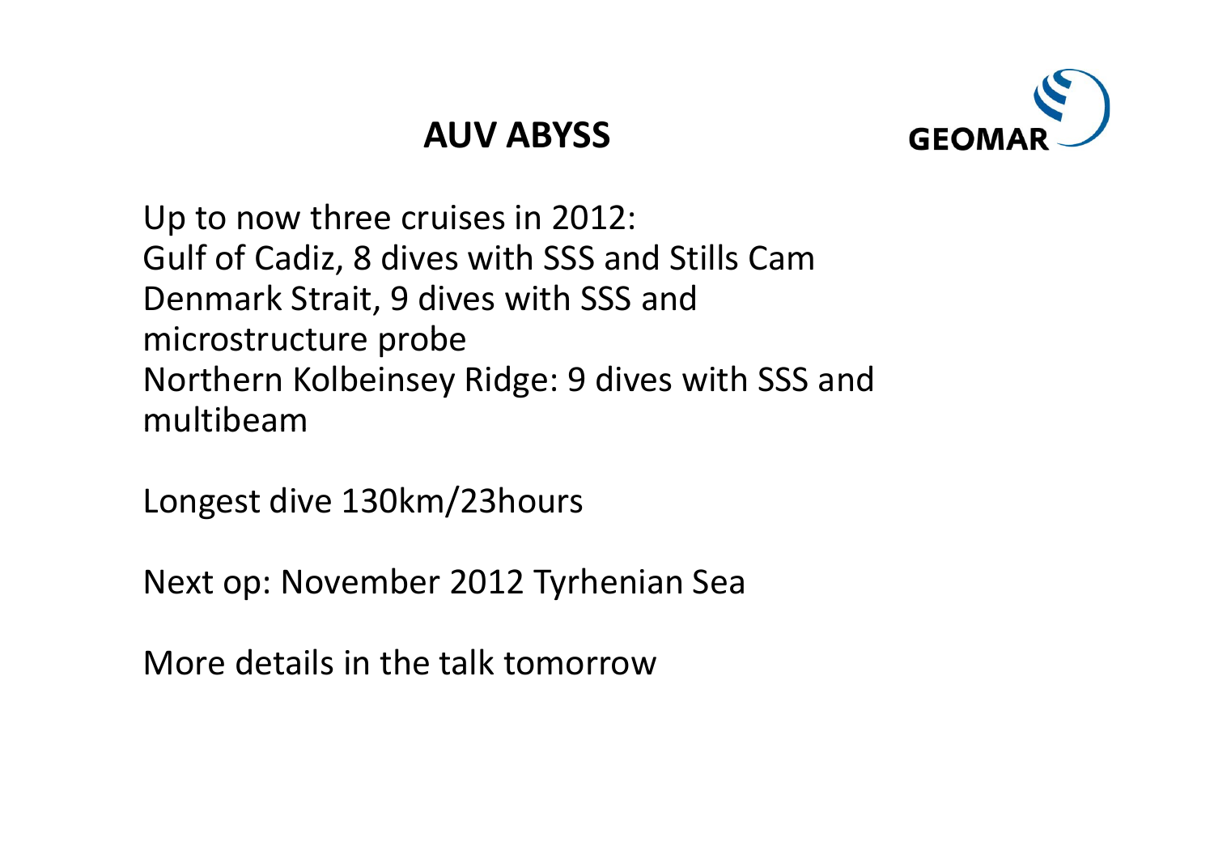# AUV ABYSS

GEOMAR

Up to now three cruises in 2012:
Gulf of Cadiz, 8 dives with SSS and Stills Cam
Denmark Strait, 9 dives with SSS and microstructure probe
Northern Kolbeinsey Ridge: 9 dives with SSS and multibeam

Longest dive 130km/23hours

Next op: November 2012 Tyrhenian Sea

More details in the talk tomorrow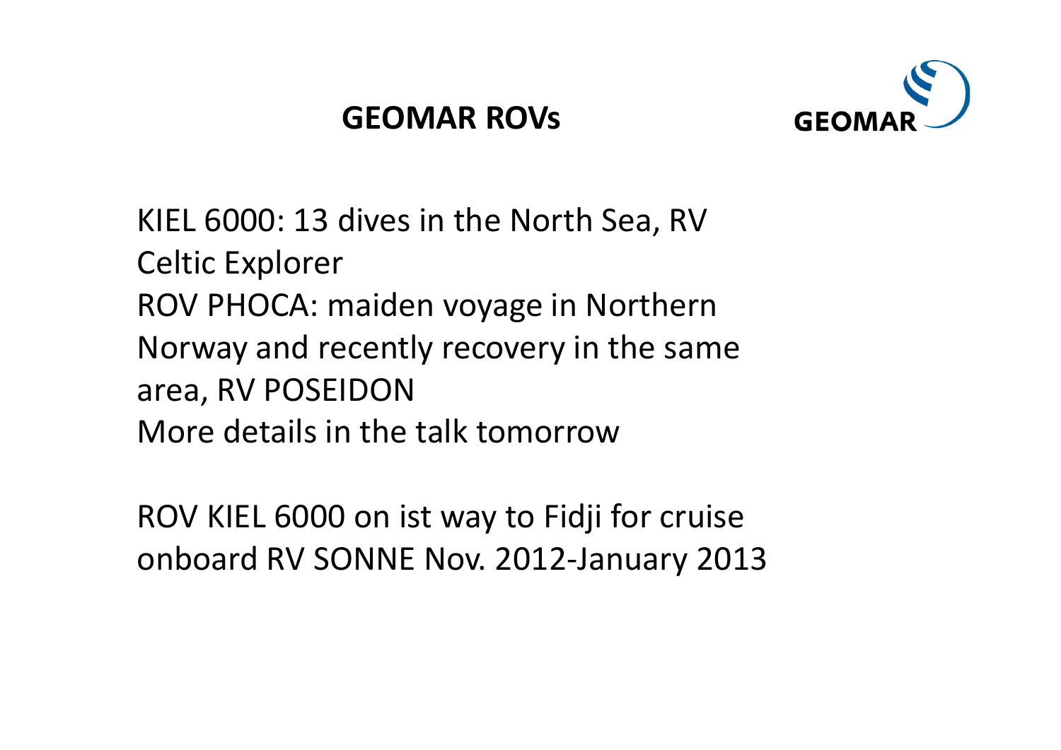# GEOMAR ROVs

KIEL 6000: 13 dives in the North Sea, RV Celtic Explorer
ROV PHOCA: maiden voyage in Northern Norway and recently recovery in the same area, RV POSEIDON
More details in the talk tomorrow

ROV KIEL 6000 on ist way to Fidji for cruise onboard RV SONNE Nov. 2012-January 2013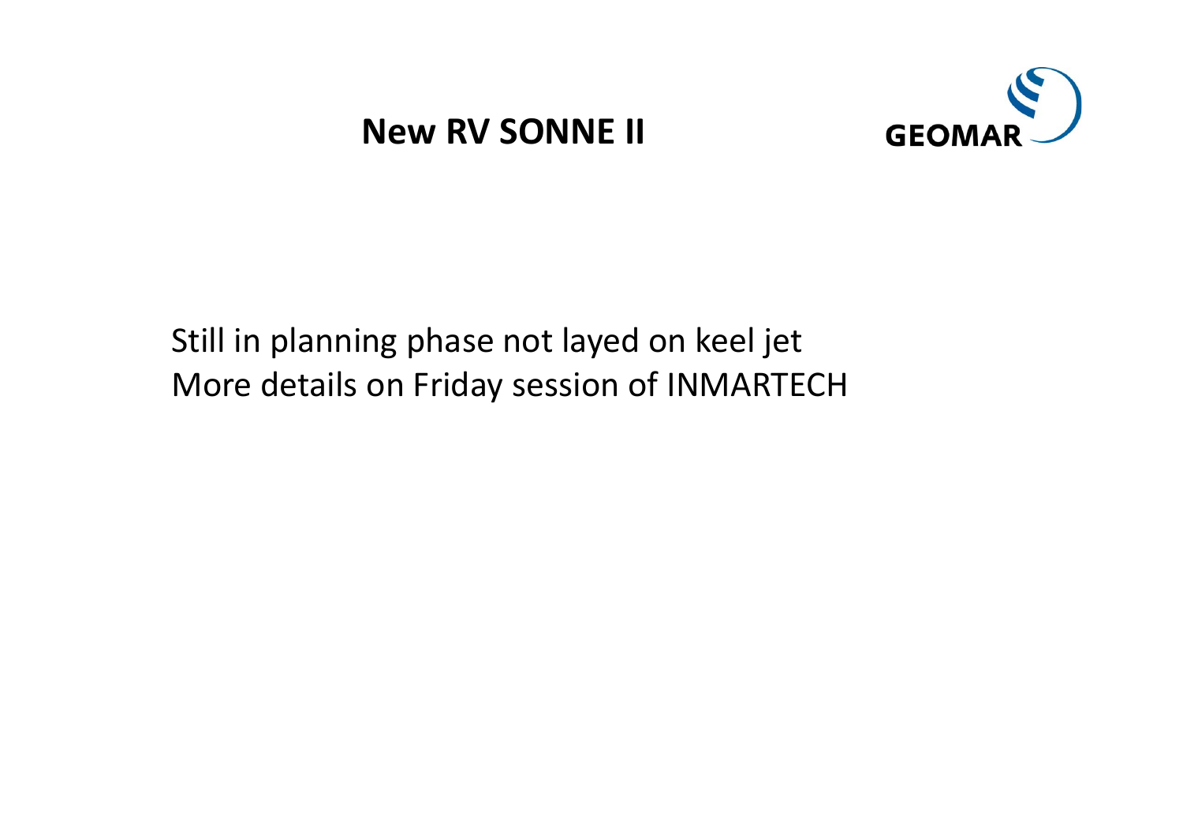# New RV SONNE II

GEOMAR

Still in planning phase not layed on keel jet
More details on Friday session of INMARTECH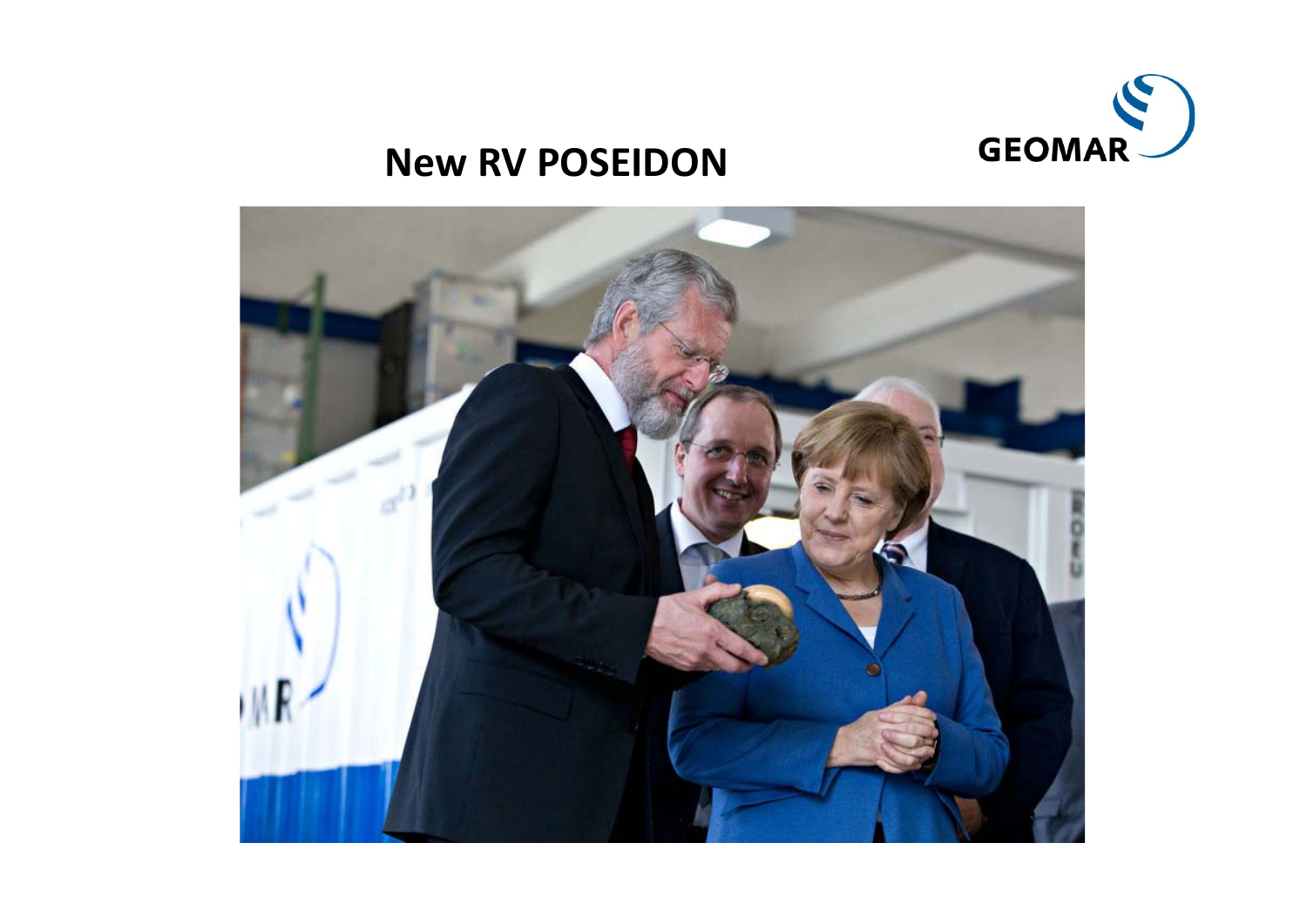# New RV POSEIDON

GEOMAR